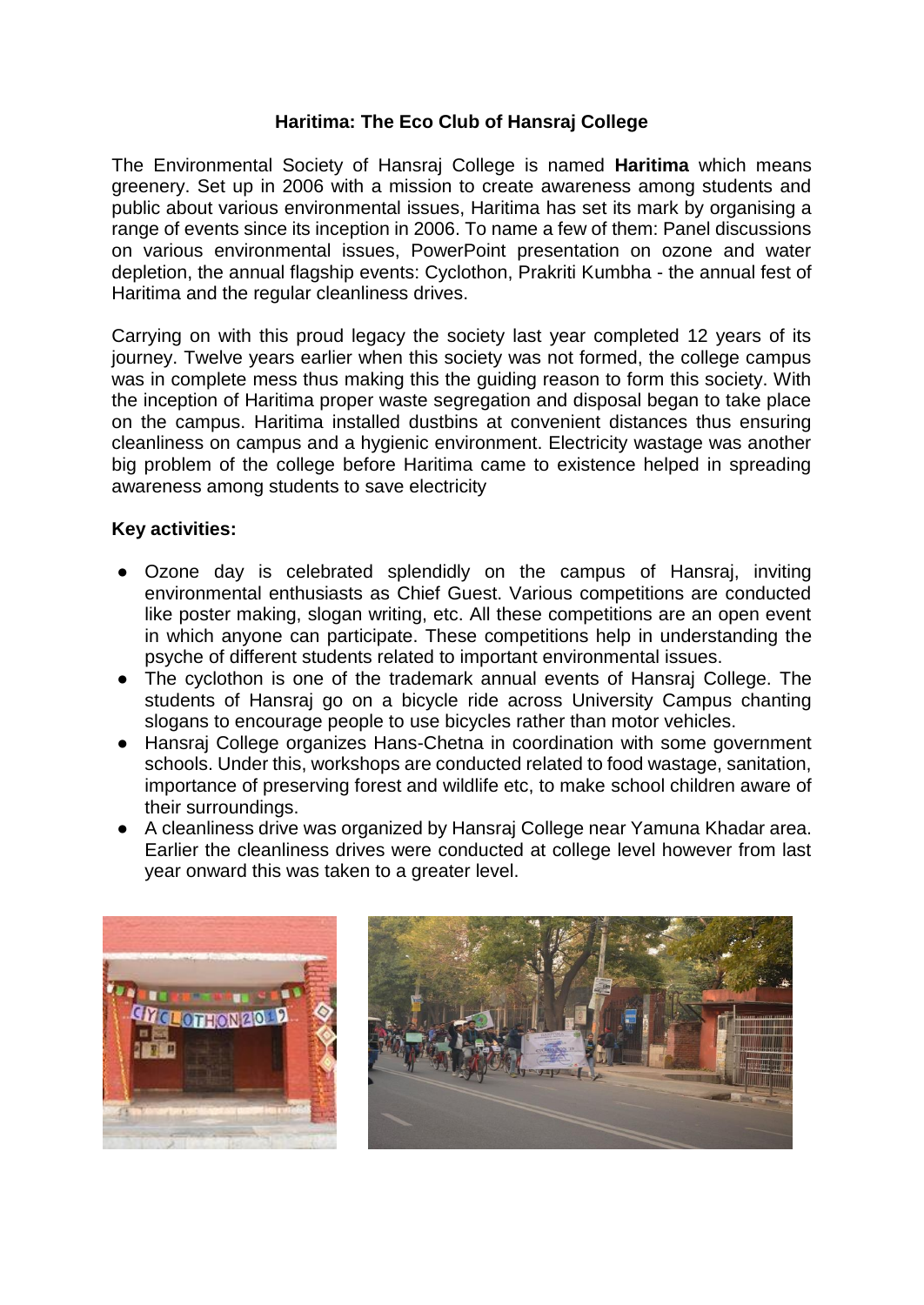# Haritima: The Eco Club of Hansraj College

The Environmental Society of Hansraj College is named **Haritima** which means greenery. Set up in 2006 with a mission to create awareness among students and public about various environmental issues, Haritima has set its mark by organising a range of events since its inception in 2006. To name a few of them: Panel discussions on various environmental issues, PowerPoint presentation on ozone and water depletion, the annual flagship events: Cyclothon, Prakriti Kumbha - the annual fest of Haritima and the regular cleanliness drives.

Carrying on with this proud legacy the society last year completed 12 years of its journey. Twelve years earlier when this society was not formed, the college campus was in complete mess thus making this the guiding reason to form this society. With the inception of Haritima proper waste segregation and disposal began to take place on the campus. Haritima installed dustbins at convenient distances thus ensuring cleanliness on campus and a hygienic environment. Electricity wastage was another big problem of the college before Haritima came to existence helped in spreading awareness among students to save electricity

**Key activities:**

- Ozone day is celebrated splendidly on the campus of Hansraj, inviting environmental enthusiasts as Chief Guest. Various competitions are conducted like poster making, slogan writing, etc. All these competitions are an open event in which anyone can participate. These competitions help in understanding the psyche of different students related to important environmental issues.
- The cyclothon is one of the trademark annual events of Hansraj College. The students of Hansraj go on a bicycle ride across University Campus chanting slogans to encourage people to use bicycles rather than motor vehicles.
- Hansraj College organizes Hans-Chetna in coordination with some government schools. Under this, workshops are conducted related to food wastage, sanitation, importance of preserving forest and wildlife etc, to make school children aware of their surroundings.
- A cleanliness drive was organized by Hansraj College near Yamuna Khadar area. Earlier the cleanliness drives were conducted at college level however from last year onward this was taken to a greater level.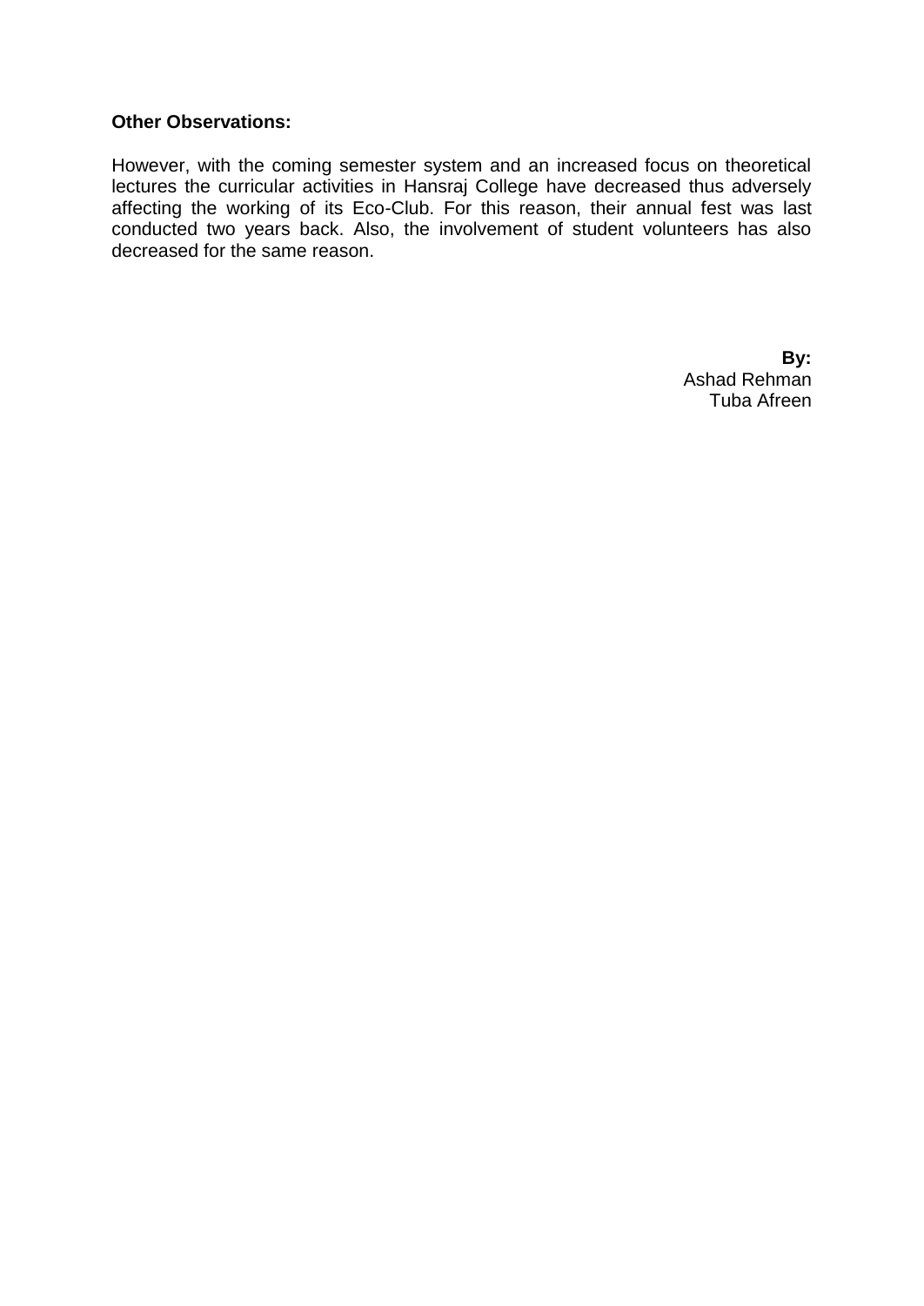**Other Observations:**

However, with the coming semester system and an increased focus on theoretical lectures the curricular activities in Hansraj College have decreased thus adversely affecting the working of its Eco-Club. For this reason, their annual fest was last conducted two years back. Also, the involvement of student volunteers has also decreased for the same reason.

**By:**
Ashad Rehman
Tuba Afreen